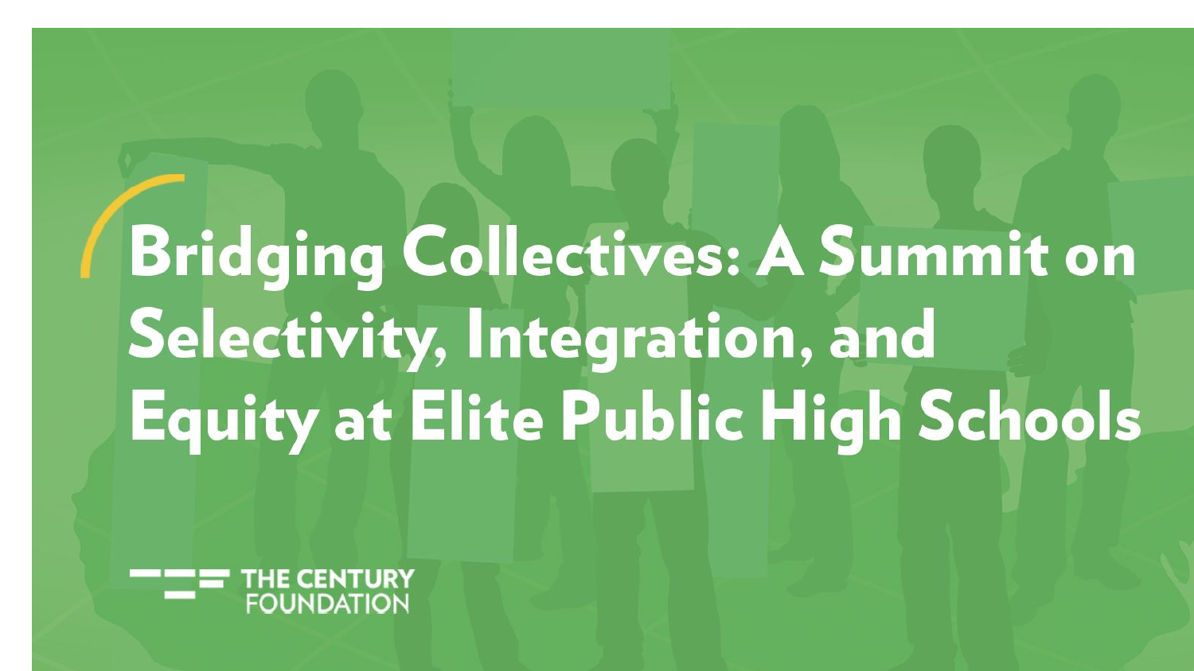# Bridging Collectives: A Summit on Selectivity, Integration, and Equity at Elite Public High Schools

THE CENTURY FOUNDATION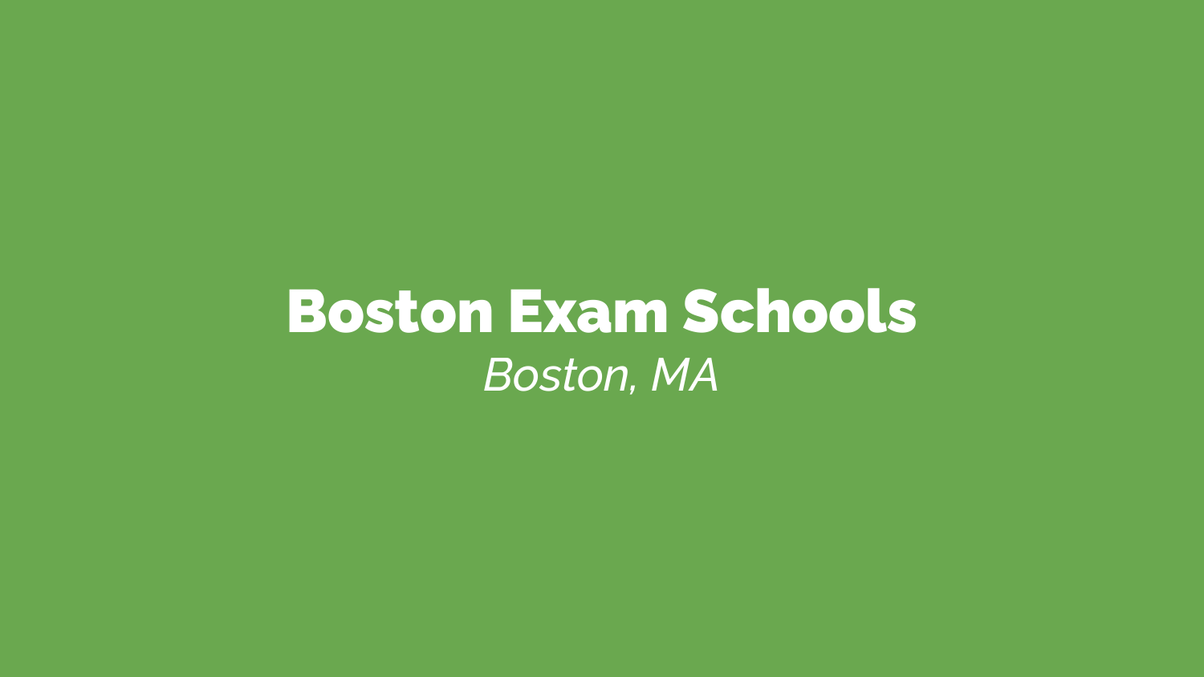# Boston Exam Schools

*Boston, MA*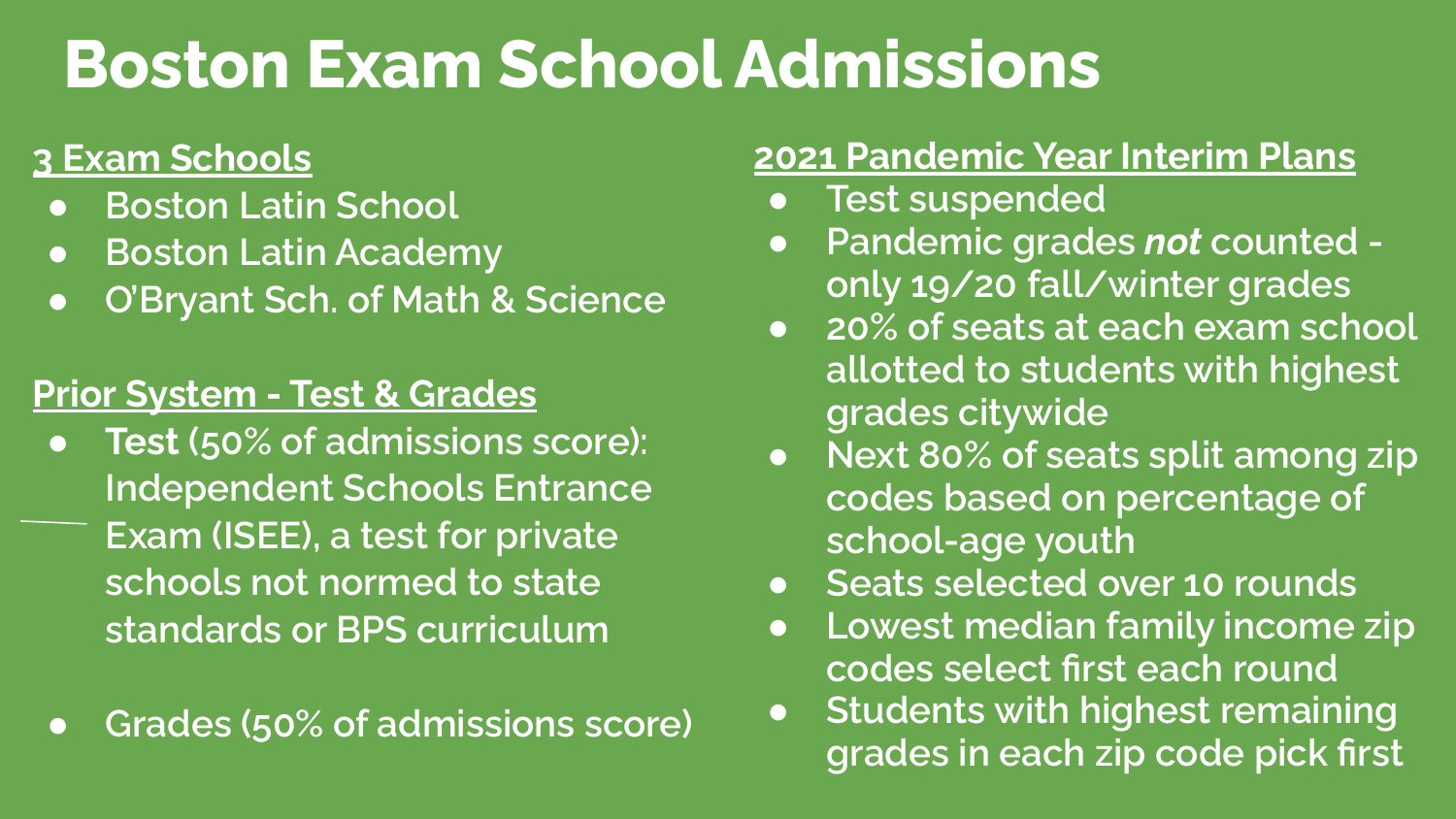# Boston Exam School Admissions

## 3 Exam Schools

- Boston Latin School
- Boston Latin Academy
- O'Bryant Sch. of Math & Science

## Prior System - Test & Grades

- **Test** (50% of admissions score): Independent Schools Entrance Exam (ISEE), a test for private schools not normed to state standards or BPS curriculum
- Grades (50% of admissions score)

## 2021 Pandemic Year Interim Plans

- Test suspended
- Pandemic grades ***not*** counted - only 19/20 fall/winter grades
- 20% of seats at each exam school allotted to students with highest grades citywide
- Next 80% of seats split among zip codes based on percentage of school-age youth
- Seats selected over 10 rounds
- Lowest median family income zip codes select first each round
- Students with highest remaining grades in each zip code pick first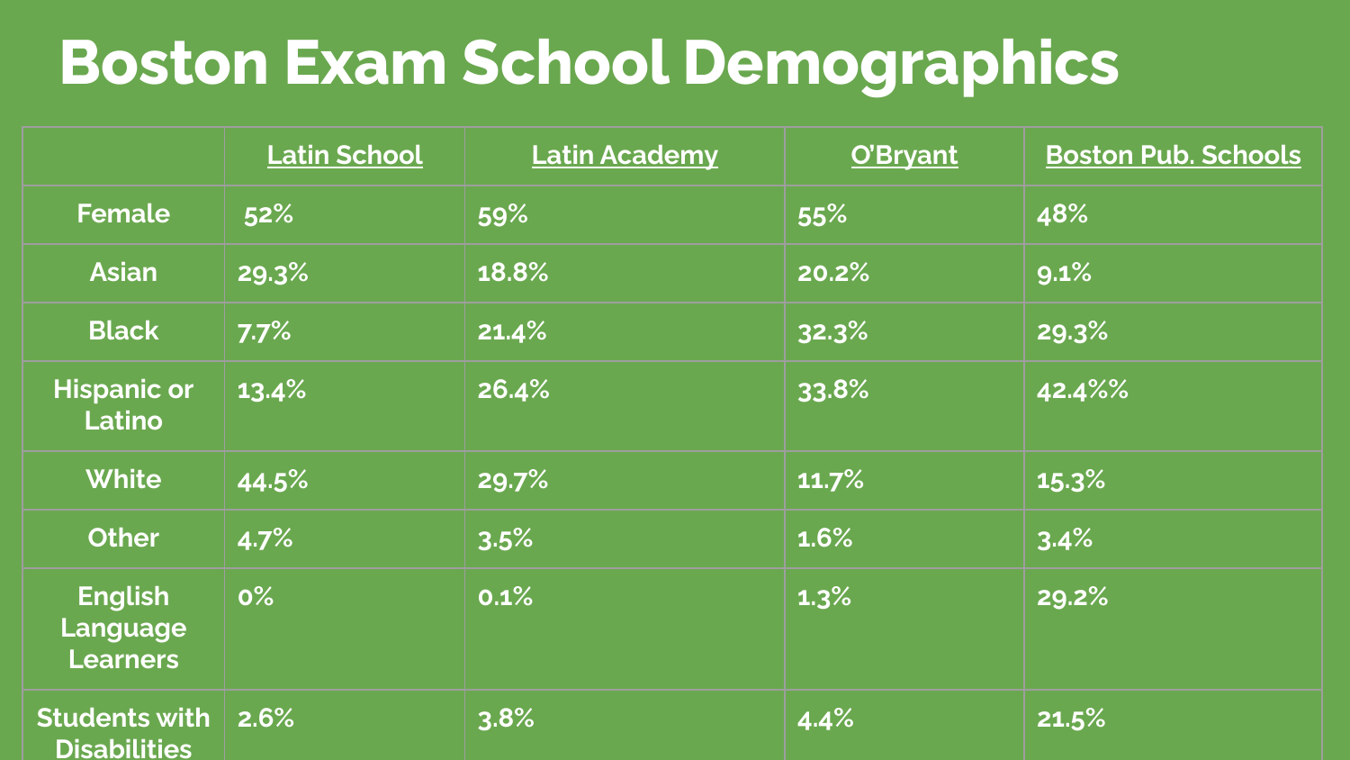# Boston Exam School Demographics

| | Latin School | Latin Academy | O'Bryant | Boston Pub. Schools |
|---|---|---|---|---|
| Female | 52% | 59% | 55% | 48% |
| Asian | 29.3% | 18.8% | 20.2% | 9.1% |
| Black | 7.7% | 21.4% | 32.3% | 29.3% |
| Hispanic or Latino | 13.4% | 26.4% | 33.8% | 42.4%% |
| White | 44.5% | 29.7% | 11.7% | 15.3% |
| Other | 4.7% | 3.5% | 1.6% | 3.4% |
| English Language Learners | 0% | 0.1% | 1.3% | 29.2% |
| Students with Disabilities | 2.6% | 3.8% | 4.4% | 21.5% |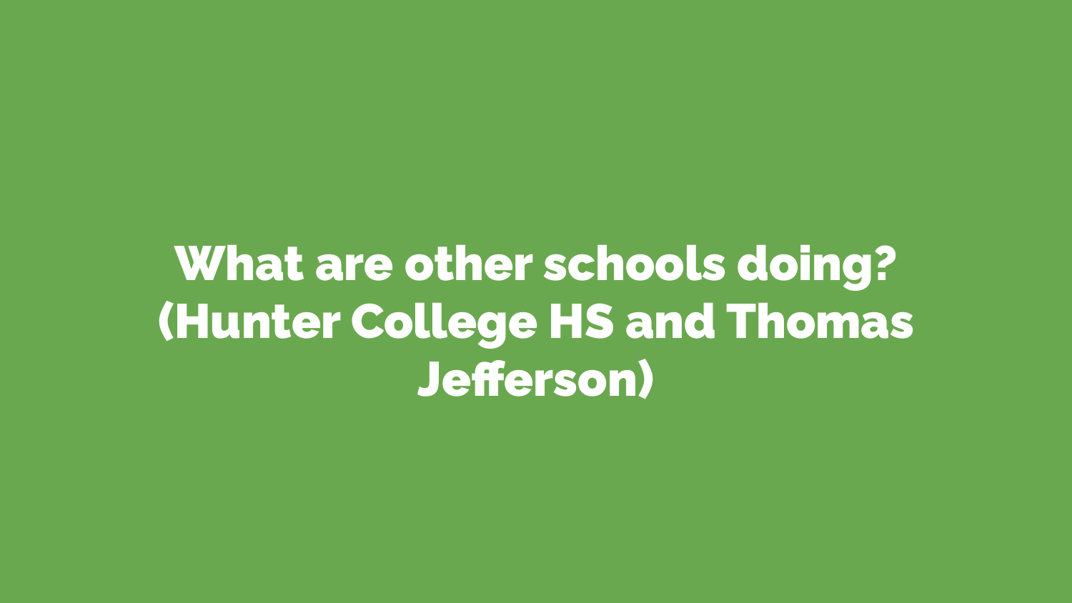# What are other schools doing? (Hunter College HS and Thomas Jefferson)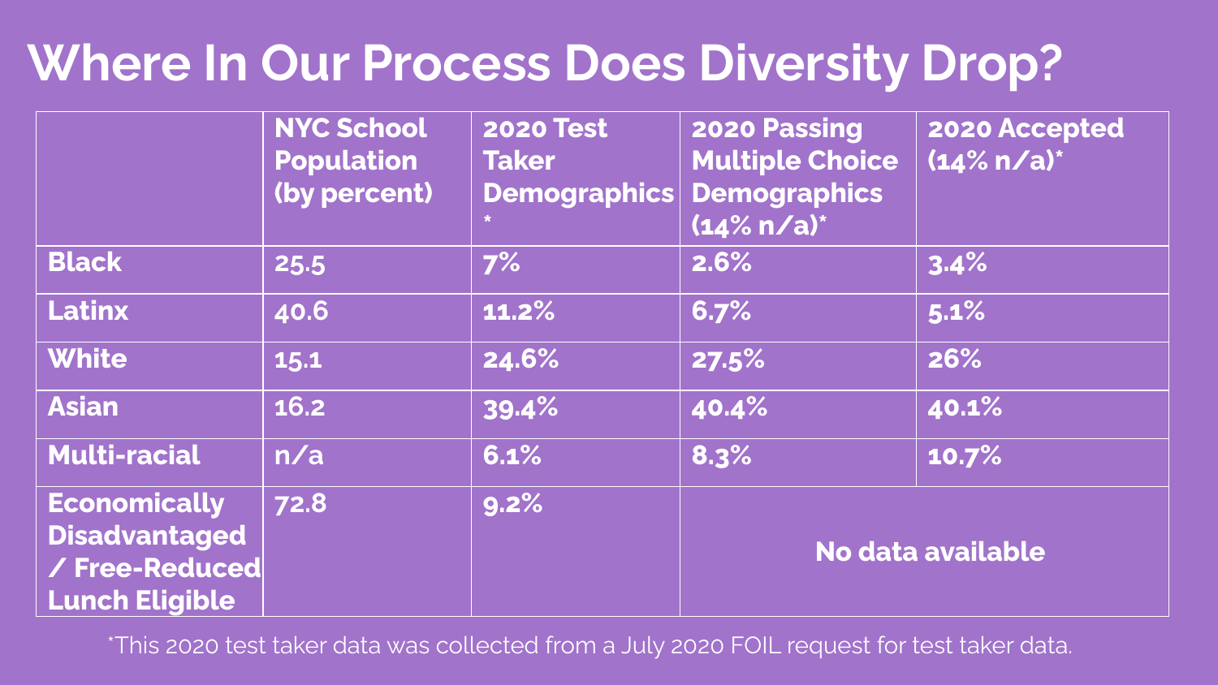# Where In Our Process Does Diversity Drop?

| | NYC School Population (by percent) | 2020 Test Taker Demographics * | 2020 Passing Multiple Choice Demographics (14% n/a)* | 2020 Accepted (14% n/a)* |
|---|---|---|---|---|
| Black | 25.5 | 7% | 2.6% | 3.4% |
| Latinx | 40.6 | 11.2% | 6.7% | 5.1% |
| White | 15.1 | 24.6% | 27.5% | 26% |
| Asian | 16.2 | 39.4% | 40.4% | 40.1% |
| Multi-racial | n/a | 6.1% | 8.3% | 10.7% |
| Economically Disadvantaged / Free-Reduced Lunch Eligible | 72.8 | 9.2% | No data available | |

*This 2020 test taker data was collected from a July 2020 FOIL request for test taker data.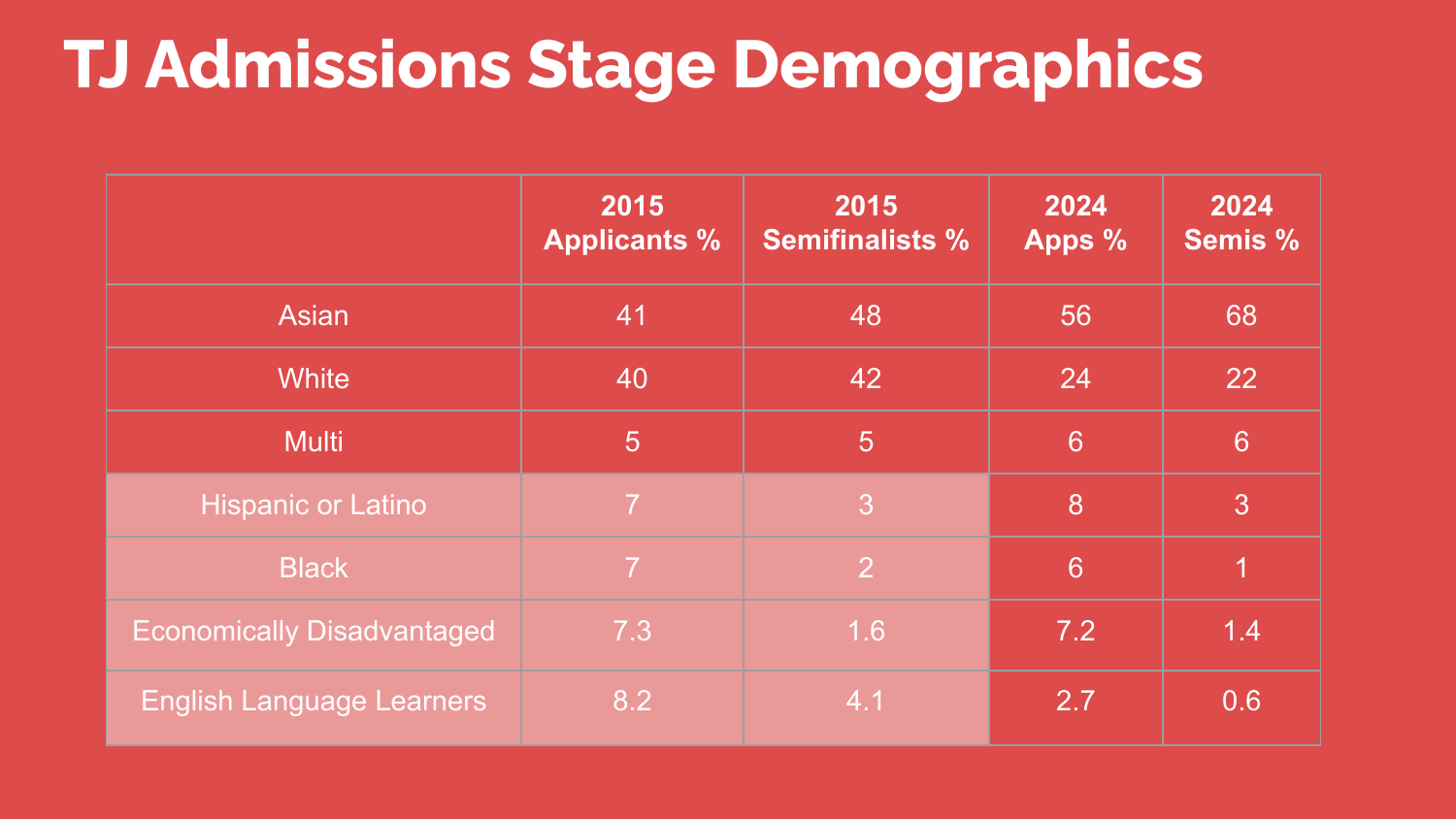# TJ Admissions Stage Demographics

| | 2015 Applicants % | 2015 Semifinalists % | 2024 Apps % | 2024 Semis % |
|---|---|---|---|---|
| Asian | 41 | 48 | 56 | 68 |
| White | 40 | 42 | 24 | 22 |
| Multi | 5 | 5 | 6 | 6 |
| Hispanic or Latino | 7 | 3 | 8 | 3 |
| Black | 7 | 2 | 6 | 1 |
| Economically Disadvantaged | 7.3 | 1.6 | 7.2 | 1.4 |
| English Language Learners | 8.2 | 4.1 | 2.7 | 0.6 |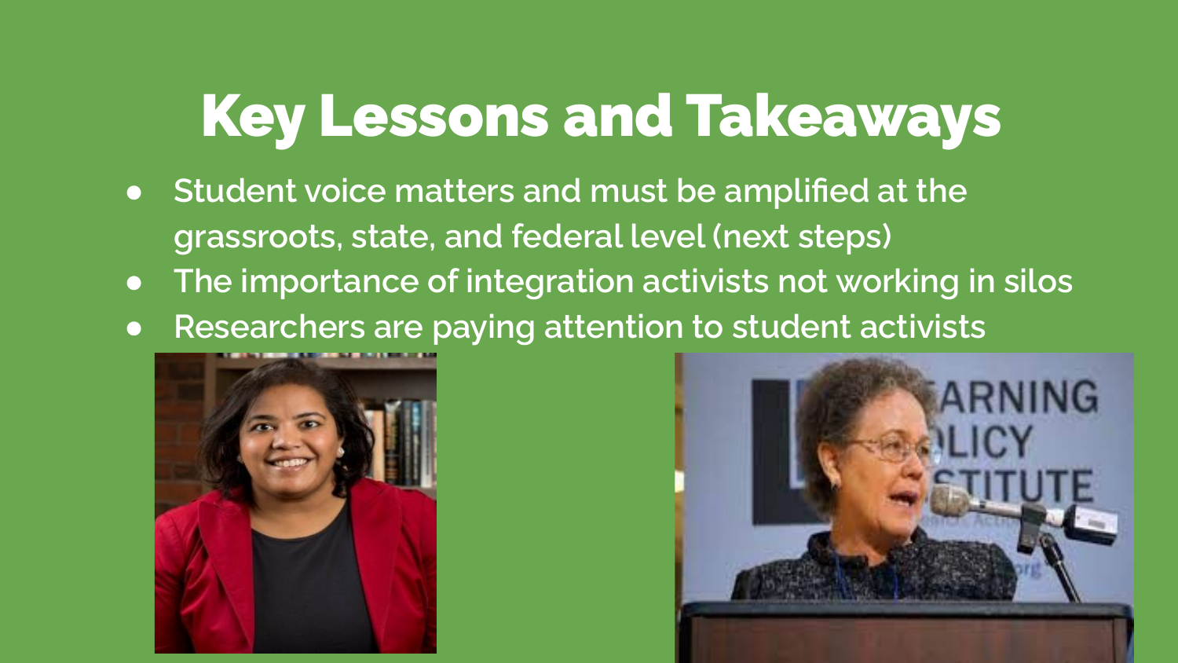# Key Lessons and Takeaways

- Student voice matters and must be amplified at the grassroots, state, and federal level (next steps)
- The importance of integration activists not working in silos
- Researchers are paying attention to student activists